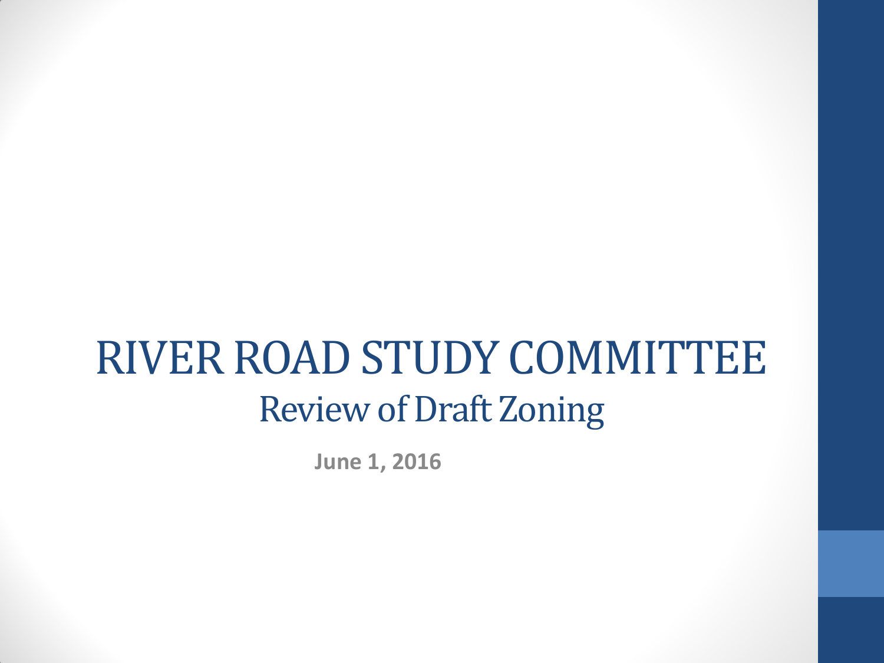# RIVER ROAD STUDY COMMITTEE

## Review of Draft Zoning

**June 1, 2016**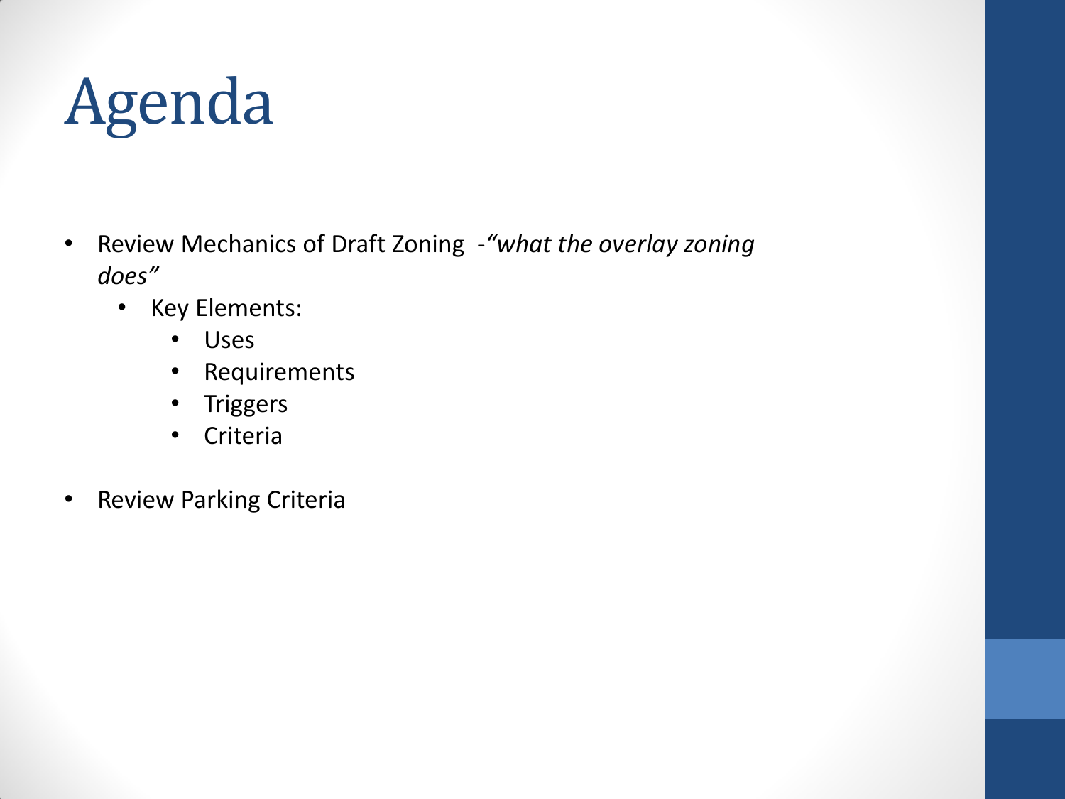# Agenda

- Review Mechanics of Draft Zoning -*"what the overlay zoning does"*
  - Key Elements:
    - Uses
    - Requirements
    - Triggers
    - Criteria
- Review Parking Criteria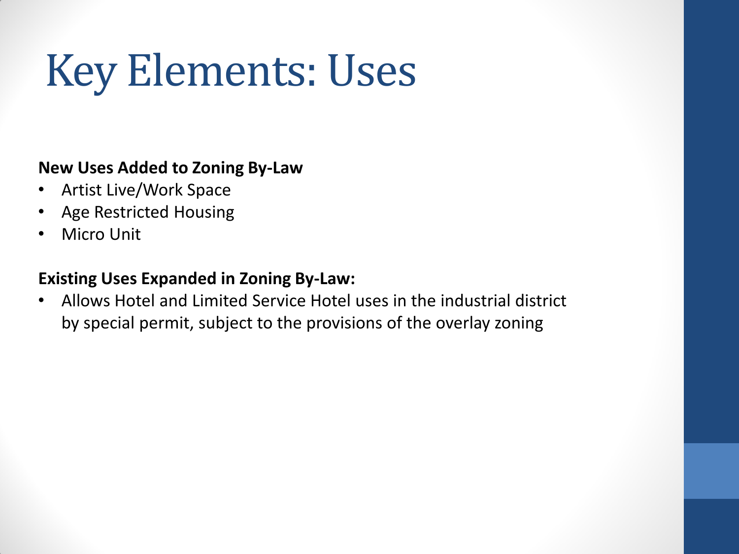# Key Elements: Uses

**New Uses Added to Zoning By-Law**

- Artist Live/Work Space
- Age Restricted Housing
- Micro Unit

**Existing Uses Expanded in Zoning By-Law:**

- Allows Hotel and Limited Service Hotel uses in the industrial district by special permit, subject to the provisions of the overlay zoning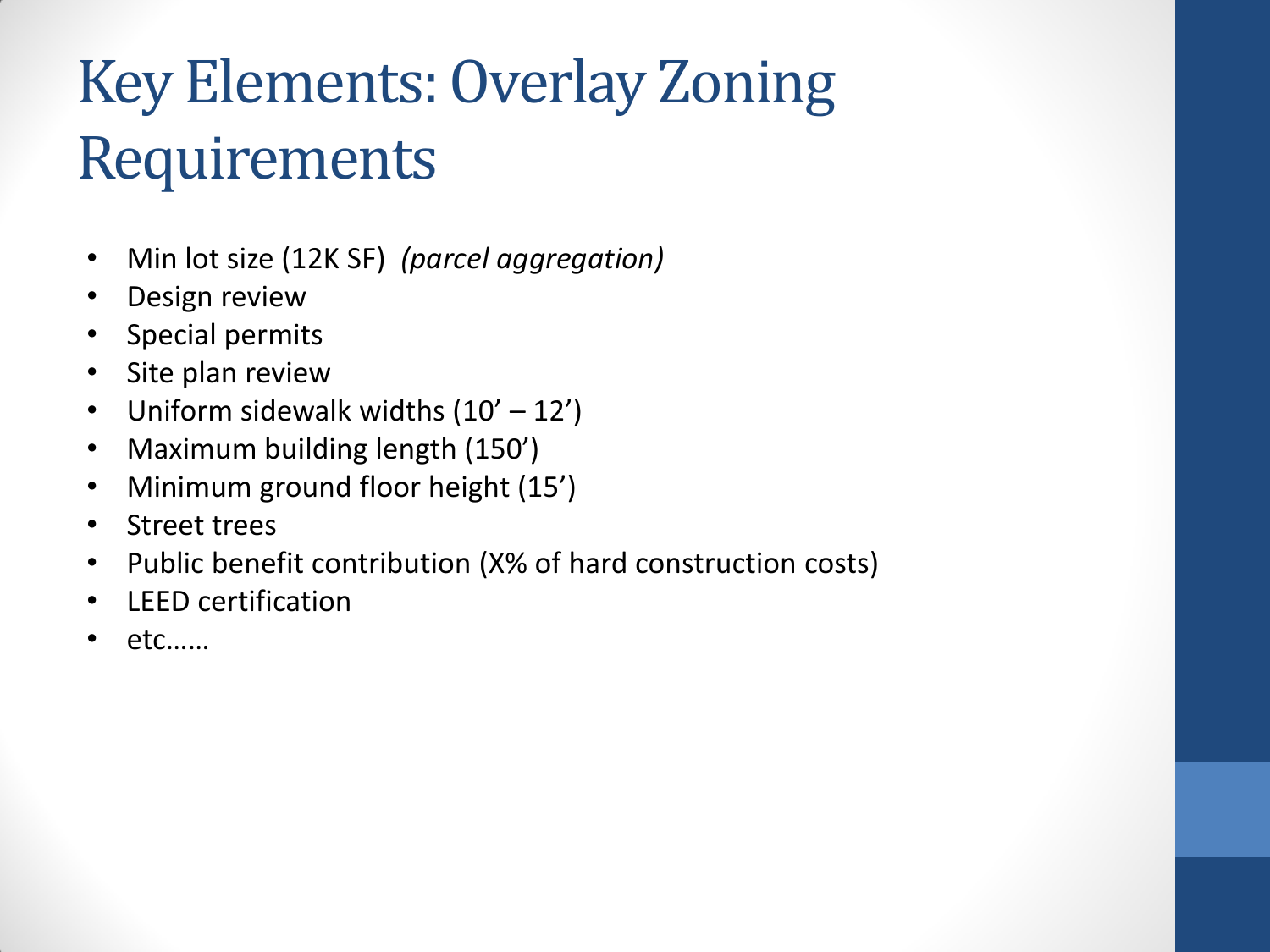# Key Elements: Overlay Zoning Requirements

- Min lot size (12K SF) *(parcel aggregation)*
- Design review
- Special permits
- Site plan review
- Uniform sidewalk widths (10' – 12')
- Maximum building length (150')
- Minimum ground floor height (15')
- Street trees
- Public benefit contribution (X% of hard construction costs)
- LEED certification
- etc……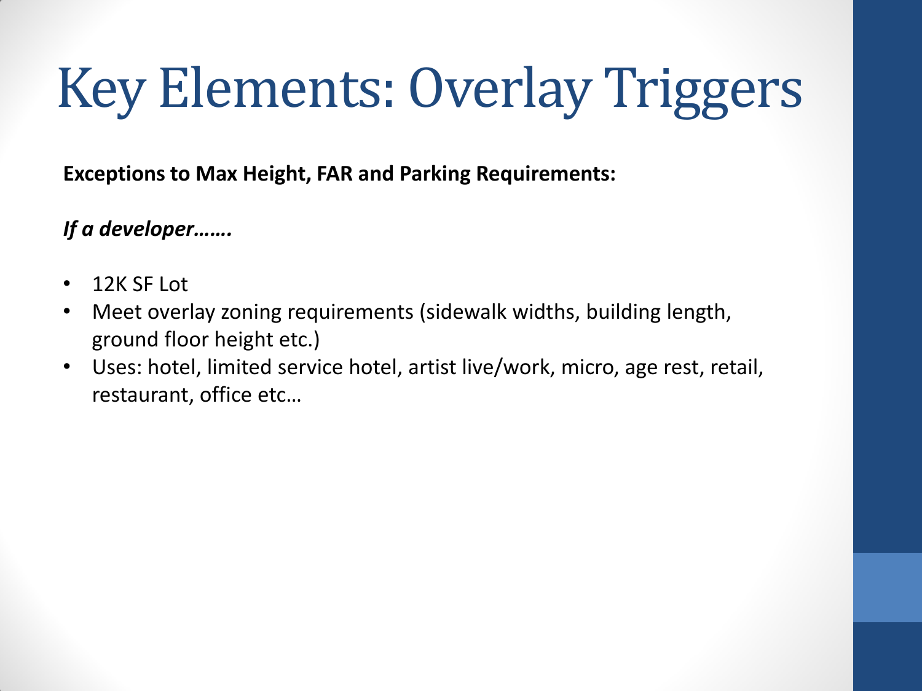# Key Elements: Overlay Triggers

**Exceptions to Max Height, FAR and Parking Requirements:**

***If a developer…….***

- 12K SF Lot
- Meet overlay zoning requirements (sidewalk widths, building length, ground floor height etc.)
- Uses: hotel, limited service hotel, artist live/work, micro, age rest, retail, restaurant, office etc…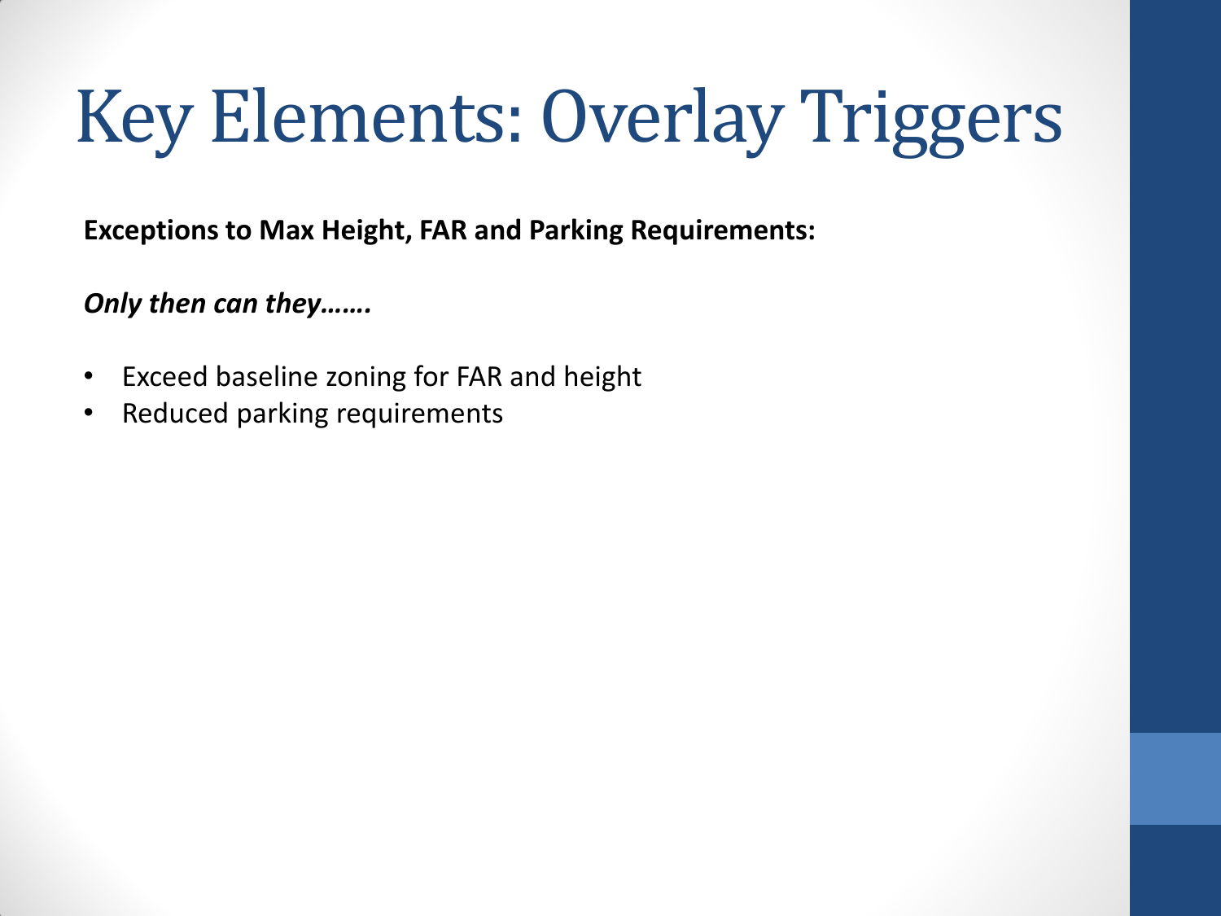# Key Elements: Overlay Triggers

**Exceptions to Max Height, FAR and Parking Requirements:**

***Only then can they…….***

- Exceed baseline zoning for FAR and height
- Reduced parking requirements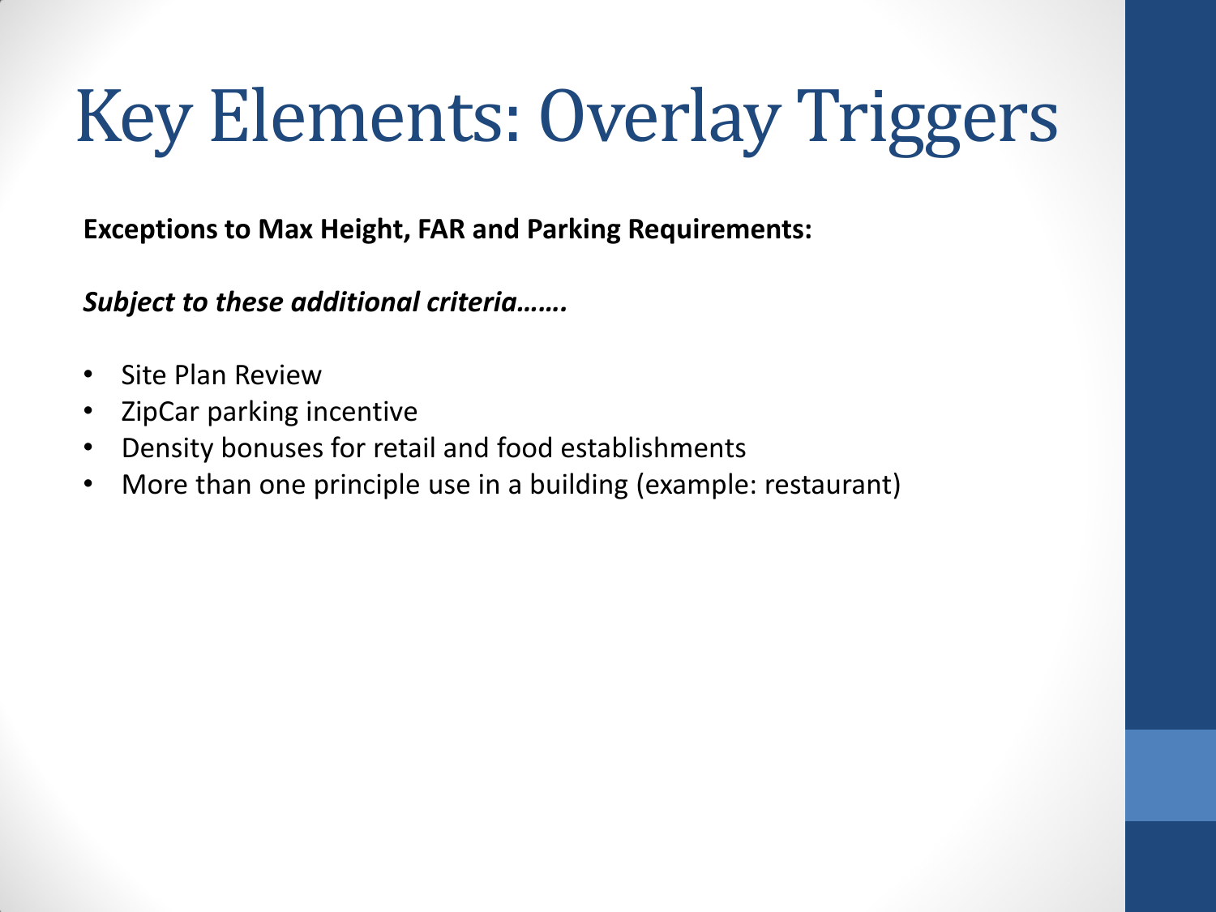# Key Elements: Overlay Triggers

**Exceptions to Max Height, FAR and Parking Requirements:**

***Subject to these additional criteria…….***

- Site Plan Review
- ZipCar parking incentive
- Density bonuses for retail and food establishments
- More than one principle use in a building (example: restaurant)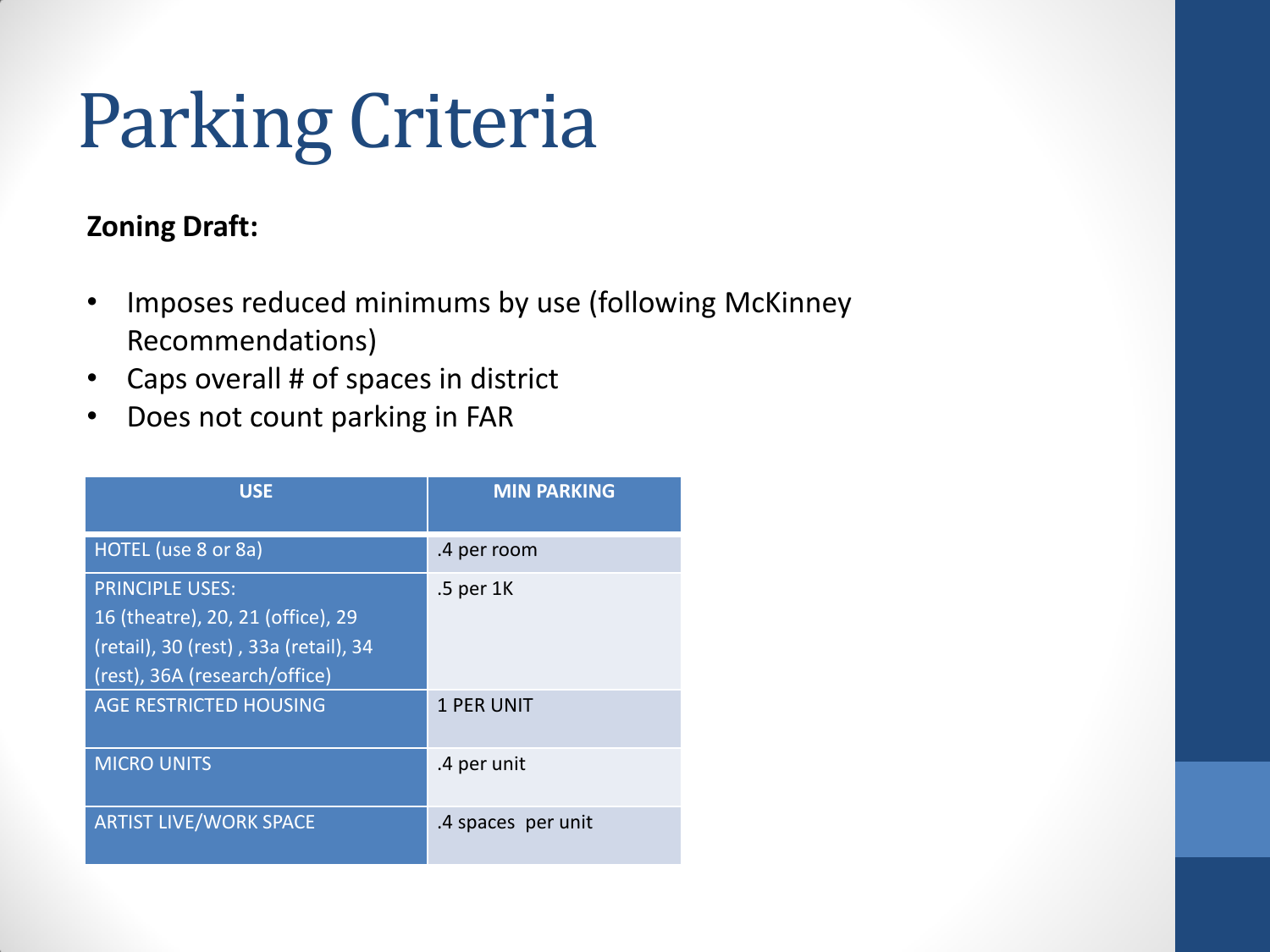# Parking Criteria

**Zoning Draft:**

- Imposes reduced minimums by use (following McKinney Recommendations)
- Caps overall # of spaces in district
- Does not count parking in FAR

| USE | MIN PARKING |
|---|---|
| HOTEL (use 8 or 8a) | .4 per room |
| PRINCIPLE USES: 16 (theatre), 20, 21 (office), 29 (retail), 30 (rest) , 33a (retail), 34 (rest), 36A (research/office) | .5 per 1K |
| AGE RESTRICTED HOUSING | 1 PER UNIT |
| MICRO UNITS | .4 per unit |
| ARTIST LIVE/WORK SPACE | .4 spaces per unit |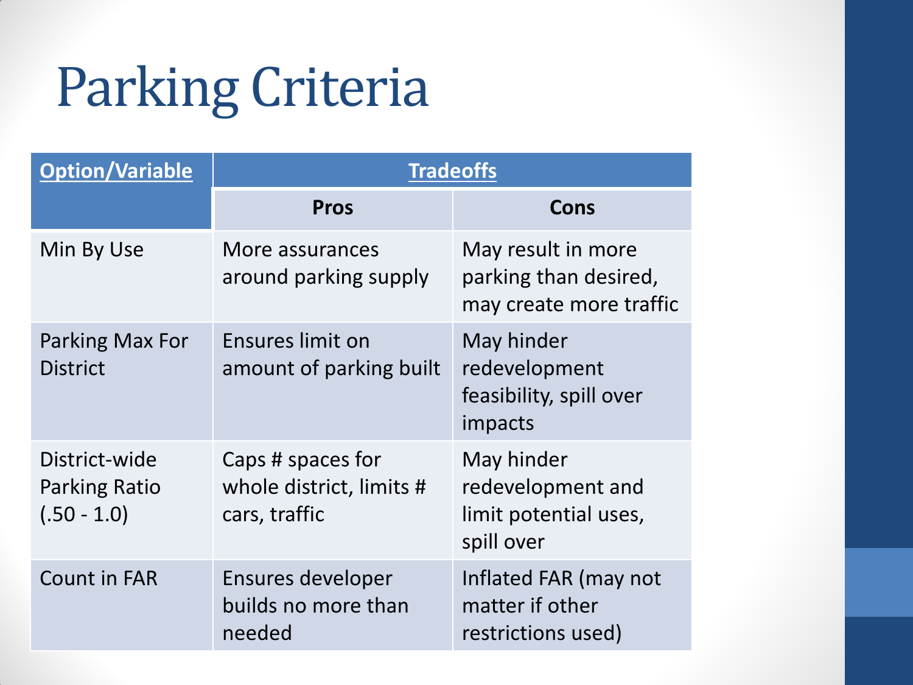# Parking Criteria

| Option/Variable | Tradeoffs | |
|---|---|---|
| | **Pros** | **Cons** |
| Min By Use | More assurances around parking supply | May result in more parking than desired, may create more traffic |
| Parking Max For District | Ensures limit on amount of parking built | May hinder redevelopment feasibility, spill over impacts |
| District-wide Parking Ratio (.50 - 1.0) | Caps # spaces for whole district, limits # cars, traffic | May hinder redevelopment and limit potential uses, spill over |
| Count in FAR | Ensures developer builds no more than needed | Inflated FAR (may not matter if other restrictions used) |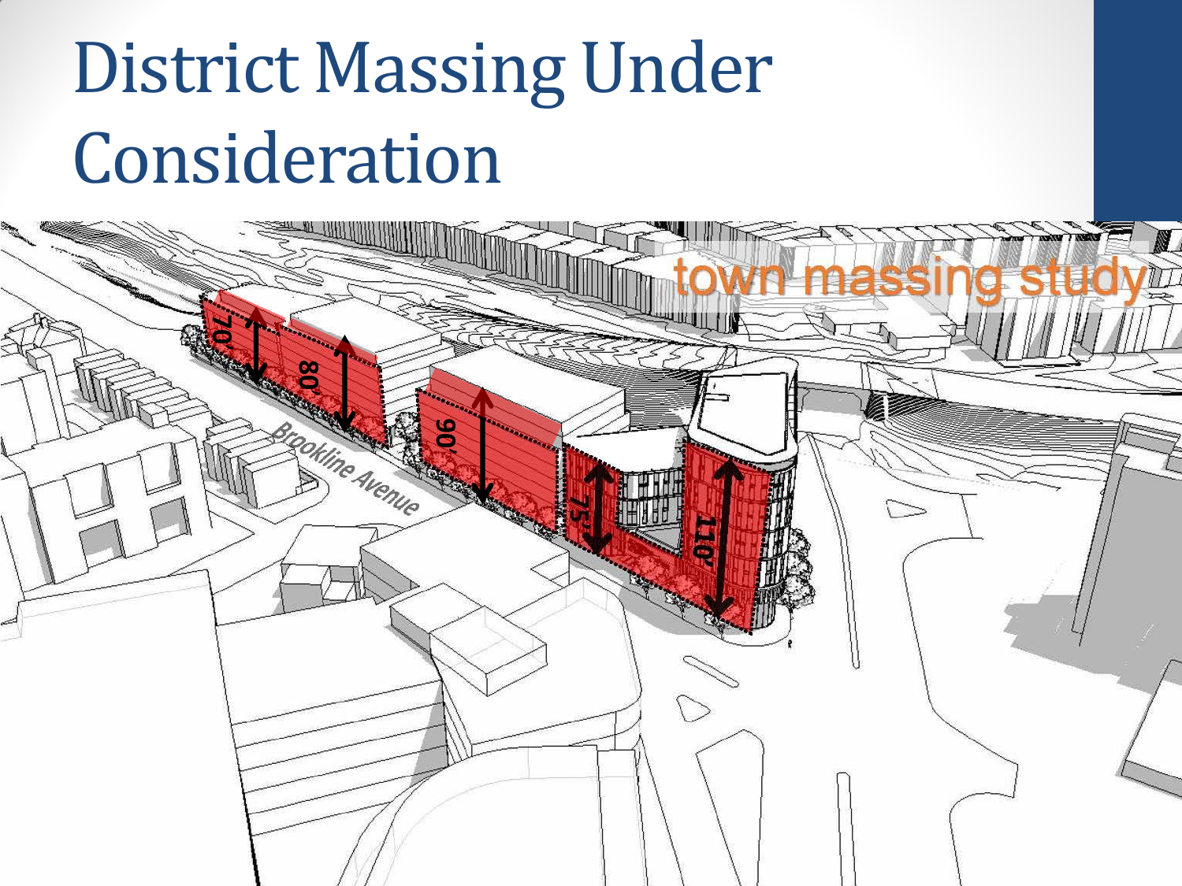# District Massing Under Consideration

town massing study

Brookline Avenue

70'

80'

90'

75'

110'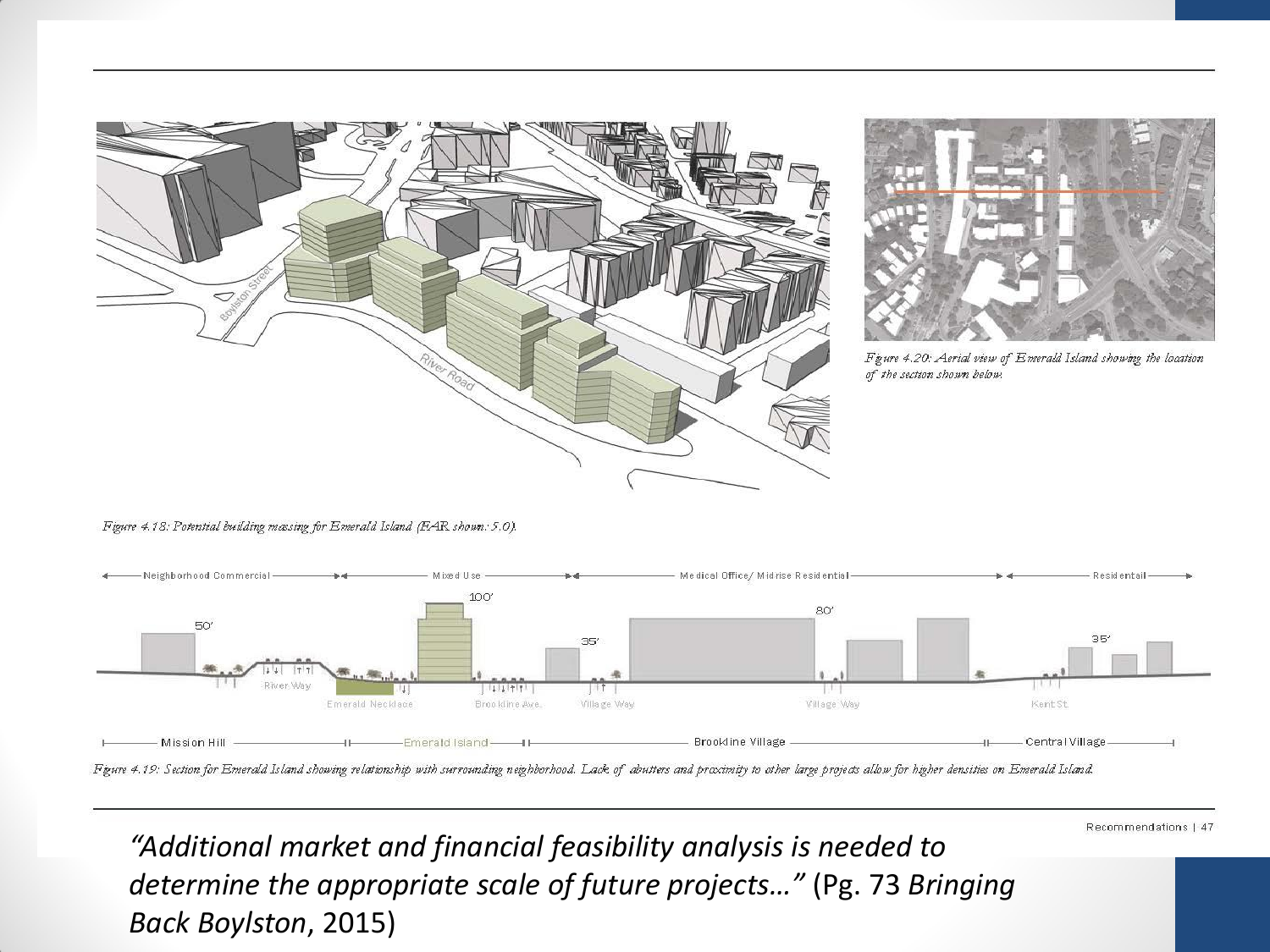Figure 4.18: Potential building massing for Emerald Island (FAR shown: 5.0).

Figure 4.20: Aerial view of Emerald Island showing the location of the section shown below.

Neighborhood Commercial — Mixed Use — Medical Office/ Midrise Residential — Residentail

50' 100' 35' 80' 35'

River Way, Emerald Necklace, Brookline Ave., Village Way, Village Way, Kent St.

Mission Hill — Emerald Island — Brookline Village — Central Village

Figure 4.19: Section for Emerald Island showing relationship with surrounding neighborhood. Lack of abutters and proximity to other large projects allow for higher densities on Emerald Island.

Recommendations | 47

*"Additional market and financial feasibility analysis is needed to determine the appropriate scale of future projects…"* (Pg. 73 *Bringing Back Boylston*, 2015)